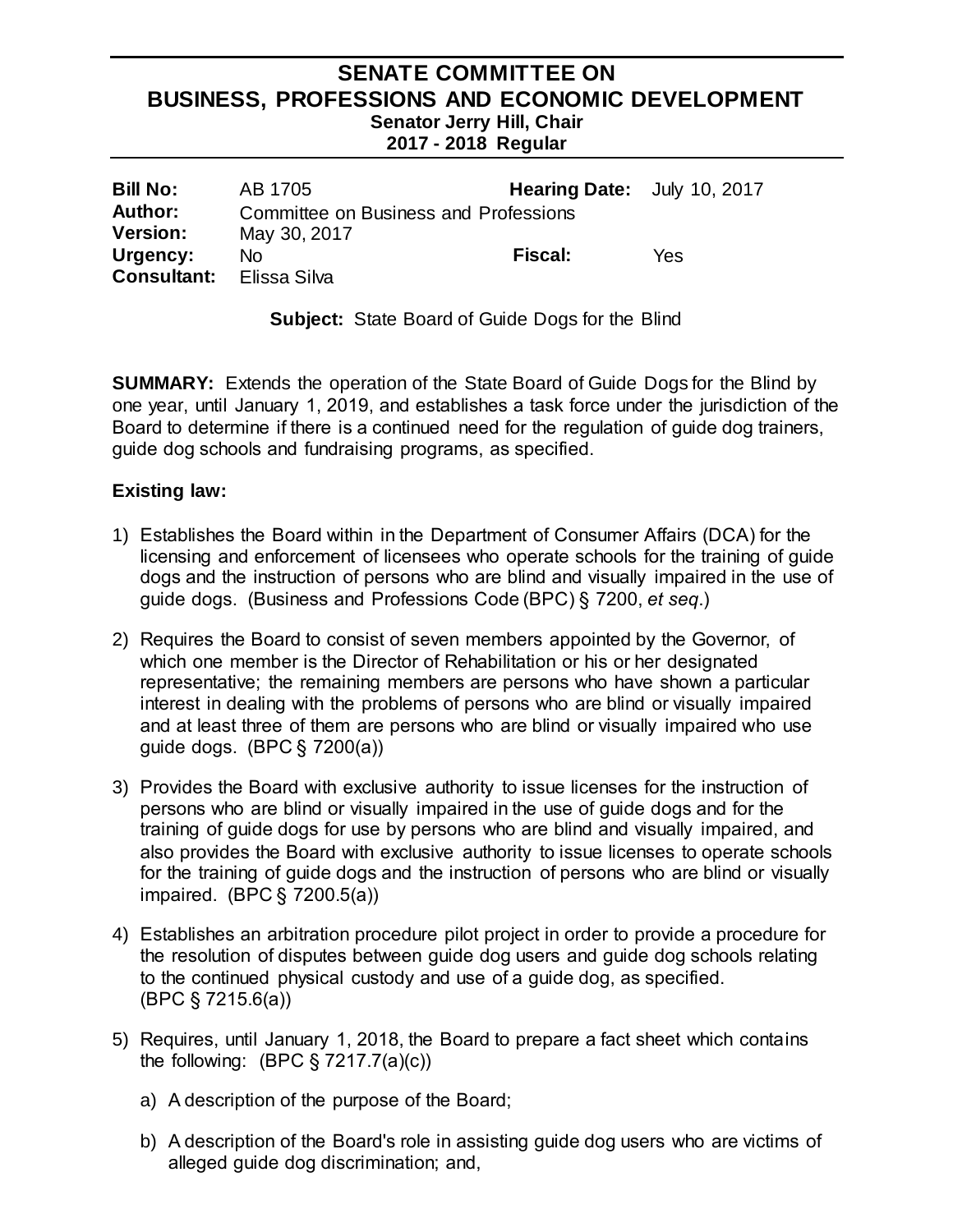# SENATE COMMITTEE ON BUSINESS, PROFESSIONS AND ECONOMIC DEVELOPMENT

**Senator Jerry Hill, Chair**
**2017 - 2018 Regular**

| | | | |
|---|---|---|---|
| **Bill No:** | AB 1705 | **Hearing Date:** | July 10, 2017 |
| **Author:** | Committee on Business and Professions | | |
| **Version:** | May 30, 2017 | | |
| **Urgency:** | No | **Fiscal:** | Yes |
| **Consultant:** | Elissa Silva | | |

**Subject:** State Board of Guide Dogs for the Blind

**SUMMARY:** Extends the operation of the State Board of Guide Dogs for the Blind by one year, until January 1, 2019, and establishes a task force under the jurisdiction of the Board to determine if there is a continued need for the regulation of guide dog trainers, guide dog schools and fundraising programs, as specified.

**Existing law:**

1) Establishes the Board within in the Department of Consumer Affairs (DCA) for the licensing and enforcement of licensees who operate schools for the training of guide dogs and the instruction of persons who are blind and visually impaired in the use of guide dogs. (Business and Professions Code (BPC) § 7200, *et seq*.)

2) Requires the Board to consist of seven members appointed by the Governor, of which one member is the Director of Rehabilitation or his or her designated representative; the remaining members are persons who have shown a particular interest in dealing with the problems of persons who are blind or visually impaired and at least three of them are persons who are blind or visually impaired who use guide dogs. (BPC § 7200(a))

3) Provides the Board with exclusive authority to issue licenses for the instruction of persons who are blind or visually impaired in the use of guide dogs and for the training of guide dogs for use by persons who are blind and visually impaired, and also provides the Board with exclusive authority to issue licenses to operate schools for the training of guide dogs and the instruction of persons who are blind or visually impaired. (BPC § 7200.5(a))

4) Establishes an arbitration procedure pilot project in order to provide a procedure for the resolution of disputes between guide dog users and guide dog schools relating to the continued physical custody and use of a guide dog, as specified. (BPC § 7215.6(a))

5) Requires, until January 1, 2018, the Board to prepare a fact sheet which contains the following: (BPC § 7217.7(a)(c))

   a) A description of the purpose of the Board;

   b) A description of the Board's role in assisting guide dog users who are victims of alleged guide dog discrimination; and,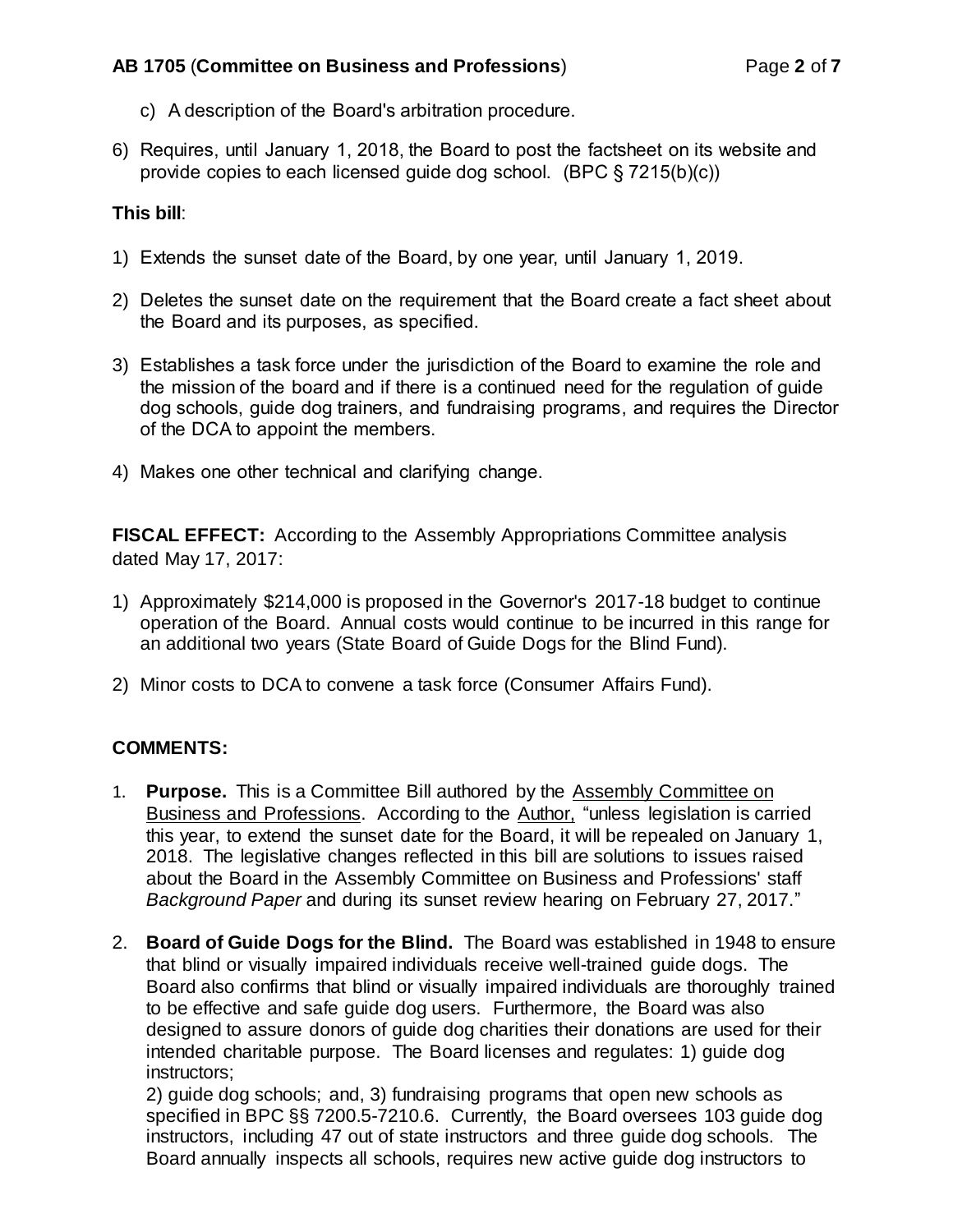c) A description of the Board's arbitration procedure.

6) Requires, until January 1, 2018, the Board to post the factsheet on its website and provide copies to each licensed guide dog school. (BPC § 7215(b)(c))

**This bill**:

1) Extends the sunset date of the Board, by one year, until January 1, 2019.

2) Deletes the sunset date on the requirement that the Board create a fact sheet about the Board and its purposes, as specified.

3) Establishes a task force under the jurisdiction of the Board to examine the role and the mission of the board and if there is a continued need for the regulation of guide dog schools, guide dog trainers, and fundraising programs, and requires the Director of the DCA to appoint the members.

4) Makes one other technical and clarifying change.

**FISCAL EFFECT:** According to the Assembly Appropriations Committee analysis dated May 17, 2017:

1) Approximately $214,000 is proposed in the Governor's 2017-18 budget to continue operation of the Board. Annual costs would continue to be incurred in this range for an additional two years (State Board of Guide Dogs for the Blind Fund).

2) Minor costs to DCA to convene a task force (Consumer Affairs Fund).

**COMMENTS:**

1. **Purpose.** This is a Committee Bill authored by the Assembly Committee on Business and Professions. According to the Author, "unless legislation is carried this year, to extend the sunset date for the Board, it will be repealed on January 1, 2018. The legislative changes reflected in this bill are solutions to issues raised about the Board in the Assembly Committee on Business and Professions' staff *Background Paper* and during its sunset review hearing on February 27, 2017."

2. **Board of Guide Dogs for the Blind.** The Board was established in 1948 to ensure that blind or visually impaired individuals receive well-trained guide dogs. The Board also confirms that blind or visually impaired individuals are thoroughly trained to be effective and safe guide dog users. Furthermore, the Board was also designed to assure donors of guide dog charities their donations are used for their intended charitable purpose. The Board licenses and regulates: 1) guide dog instructors;
2) guide dog schools; and, 3) fundraising programs that open new schools as specified in BPC §§ 7200.5-7210.6. Currently, the Board oversees 103 guide dog instructors, including 47 out of state instructors and three guide dog schools. The Board annually inspects all schools, requires new active guide dog instructors to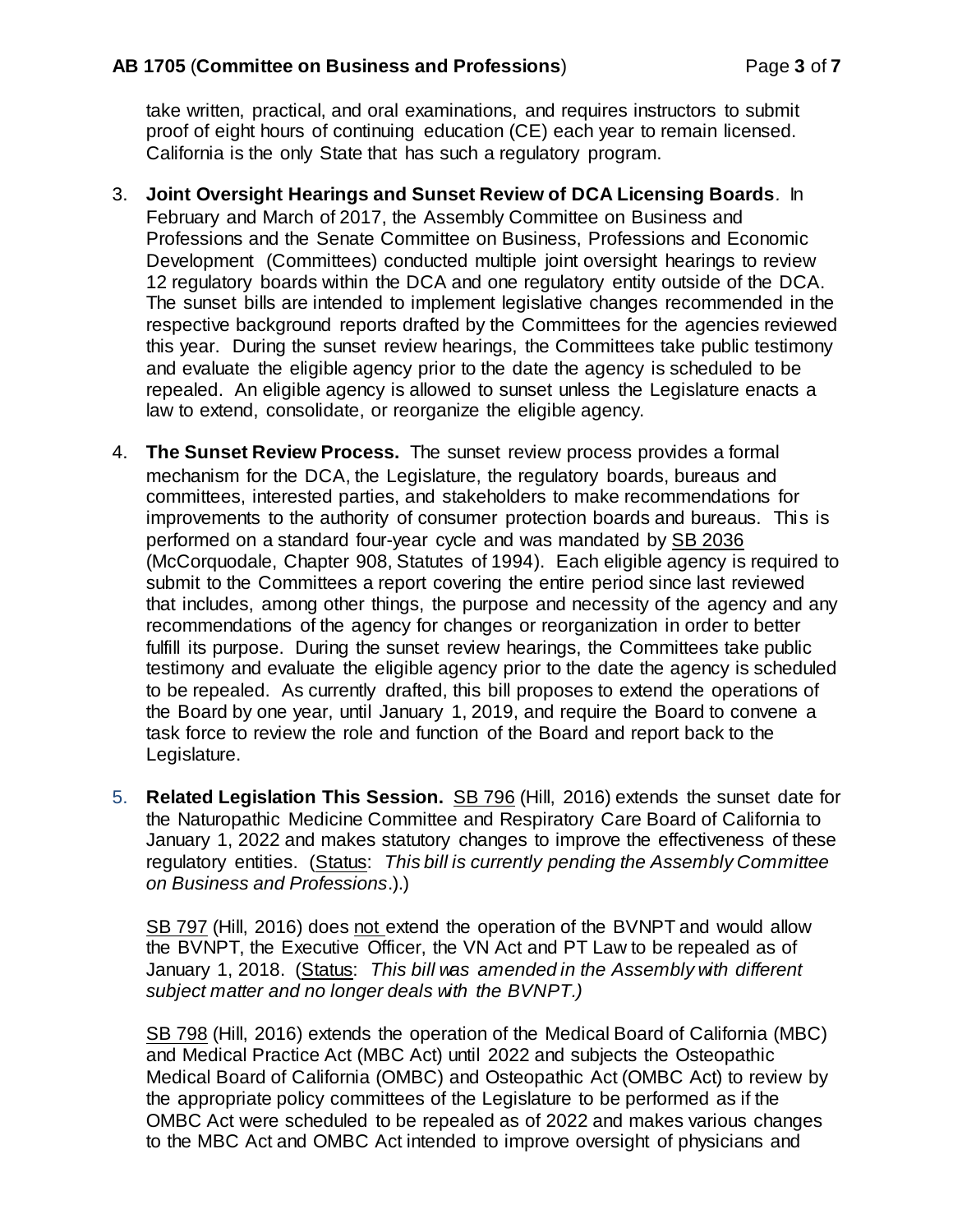take written, practical, and oral examinations, and requires instructors to submit proof of eight hours of continuing education (CE) each year to remain licensed. California is the only State that has such a regulatory program.

3. **Joint Oversight Hearings and Sunset Review of DCA Licensing Boards**. In February and March of 2017, the Assembly Committee on Business and Professions and the Senate Committee on Business, Professions and Economic Development (Committees) conducted multiple joint oversight hearings to review 12 regulatory boards within the DCA and one regulatory entity outside of the DCA. The sunset bills are intended to implement legislative changes recommended in the respective background reports drafted by the Committees for the agencies reviewed this year. During the sunset review hearings, the Committees take public testimony and evaluate the eligible agency prior to the date the agency is scheduled to be repealed. An eligible agency is allowed to sunset unless the Legislature enacts a law to extend, consolidate, or reorganize the eligible agency.

4. **The Sunset Review Process.** The sunset review process provides a formal mechanism for the DCA, the Legislature, the regulatory boards, bureaus and committees, interested parties, and stakeholders to make recommendations for improvements to the authority of consumer protection boards and bureaus. This is performed on a standard four-year cycle and was mandated by SB 2036 (McCorquodale, Chapter 908, Statutes of 1994). Each eligible agency is required to submit to the Committees a report covering the entire period since last reviewed that includes, among other things, the purpose and necessity of the agency and any recommendations of the agency for changes or reorganization in order to better fulfill its purpose. During the sunset review hearings, the Committees take public testimony and evaluate the eligible agency prior to the date the agency is scheduled to be repealed. As currently drafted, this bill proposes to extend the operations of the Board by one year, until January 1, 2019, and require the Board to convene a task force to review the role and function of the Board and report back to the Legislature.

5. **Related Legislation This Session.** SB 796 (Hill, 2016) extends the sunset date for the Naturopathic Medicine Committee and Respiratory Care Board of California to January 1, 2022 and makes statutory changes to improve the effectiveness of these regulatory entities. (Status: *This bill is currently pending the Assembly Committee on Business and Professions*.).)

   SB 797 (Hill, 2016) does not extend the operation of the BVNPT and would allow the BVNPT, the Executive Officer, the VN Act and PT Law to be repealed as of January 1, 2018. (Status: *This bill was amended in the Assembly with different subject matter and no longer deals with the BVNPT.)*

   SB 798 (Hill, 2016) extends the operation of the Medical Board of California (MBC) and Medical Practice Act (MBC Act) until 2022 and subjects the Osteopathic Medical Board of California (OMBC) and Osteopathic Act (OMBC Act) to review by the appropriate policy committees of the Legislature to be performed as if the OMBC Act were scheduled to be repealed as of 2022 and makes various changes to the MBC Act and OMBC Act intended to improve oversight of physicians and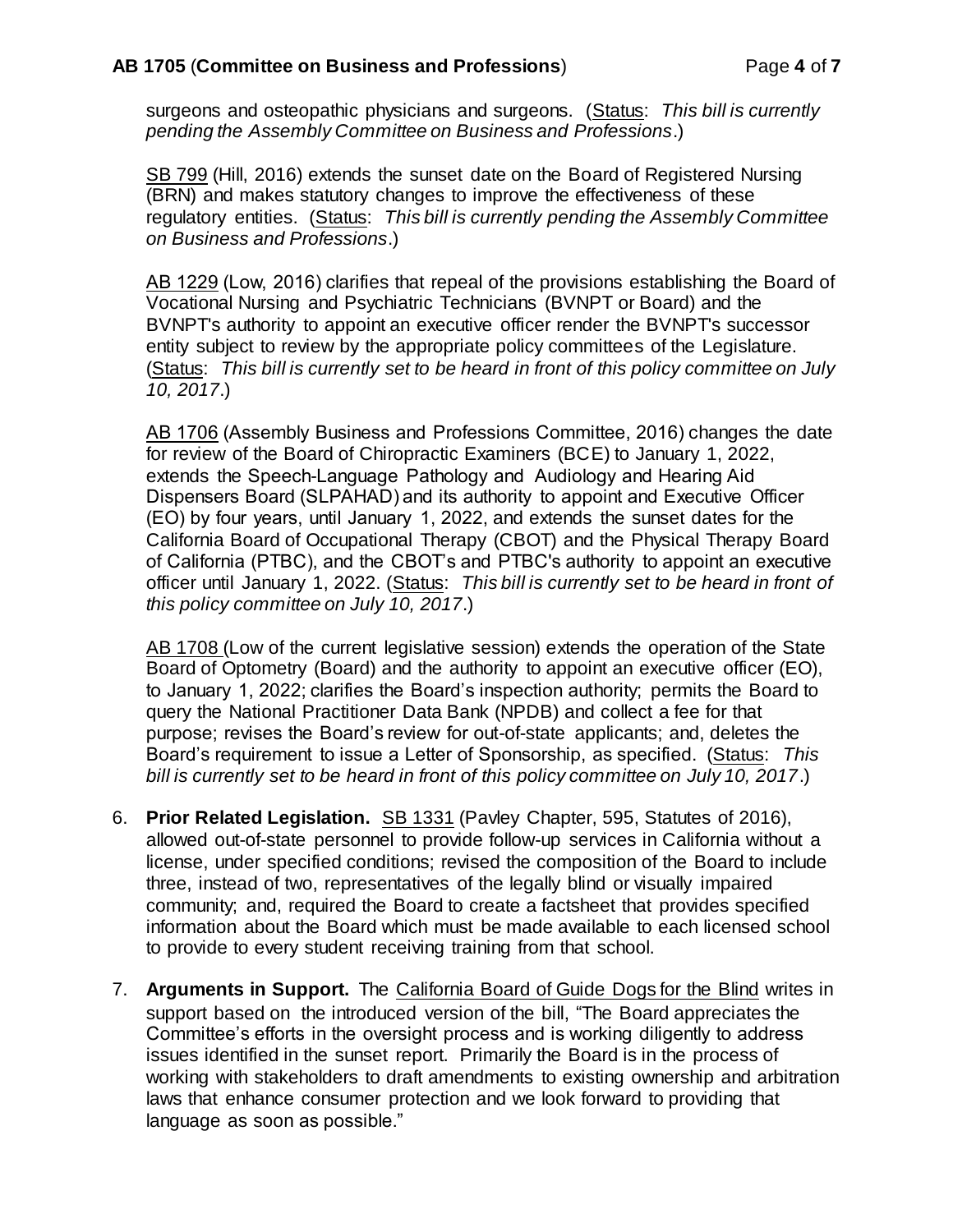surgeons and osteopathic physicians and surgeons. (Status: *This bill is currently pending the Assembly Committee on Business and Professions*.)

SB 799 (Hill, 2016) extends the sunset date on the Board of Registered Nursing (BRN) and makes statutory changes to improve the effectiveness of these regulatory entities. (Status: *This bill is currently pending the Assembly Committee on Business and Professions*.)

AB 1229 (Low, 2016) clarifies that repeal of the provisions establishing the Board of Vocational Nursing and Psychiatric Technicians (BVNPT or Board) and the BVNPT's authority to appoint an executive officer render the BVNPT's successor entity subject to review by the appropriate policy committees of the Legislature. (Status: *This bill is currently set to be heard in front of this policy committee on July 10, 2017*.)

AB 1706 (Assembly Business and Professions Committee, 2016) changes the date for review of the Board of Chiropractic Examiners (BCE) to January 1, 2022, extends the Speech-Language Pathology and Audiology and Hearing Aid Dispensers Board (SLPAHAD) and its authority to appoint and Executive Officer (EO) by four years, until January 1, 2022, and extends the sunset dates for the California Board of Occupational Therapy (CBOT) and the Physical Therapy Board of California (PTBC), and the CBOT's and PTBC's authority to appoint an executive officer until January 1, 2022. (Status: *This bill is currently set to be heard in front of this policy committee on July 10, 2017*.)

AB 1708 (Low of the current legislative session) extends the operation of the State Board of Optometry (Board) and the authority to appoint an executive officer (EO), to January 1, 2022; clarifies the Board's inspection authority; permits the Board to query the National Practitioner Data Bank (NPDB) and collect a fee for that purpose; revises the Board's review for out-of-state applicants; and, deletes the Board's requirement to issue a Letter of Sponsorship, as specified. (Status: *This bill is currently set to be heard in front of this policy committee on July 10, 2017*.)

6. **Prior Related Legislation.** SB 1331 (Pavley Chapter, 595, Statutes of 2016), allowed out-of-state personnel to provide follow-up services in California without a license, under specified conditions; revised the composition of the Board to include three, instead of two, representatives of the legally blind or visually impaired community; and, required the Board to create a factsheet that provides specified information about the Board which must be made available to each licensed school to provide to every student receiving training from that school.

7. **Arguments in Support.** The California Board of Guide Dogs for the Blind writes in support based on the introduced version of the bill, "The Board appreciates the Committee's efforts in the oversight process and is working diligently to address issues identified in the sunset report. Primarily the Board is in the process of working with stakeholders to draft amendments to existing ownership and arbitration laws that enhance consumer protection and we look forward to providing that language as soon as possible."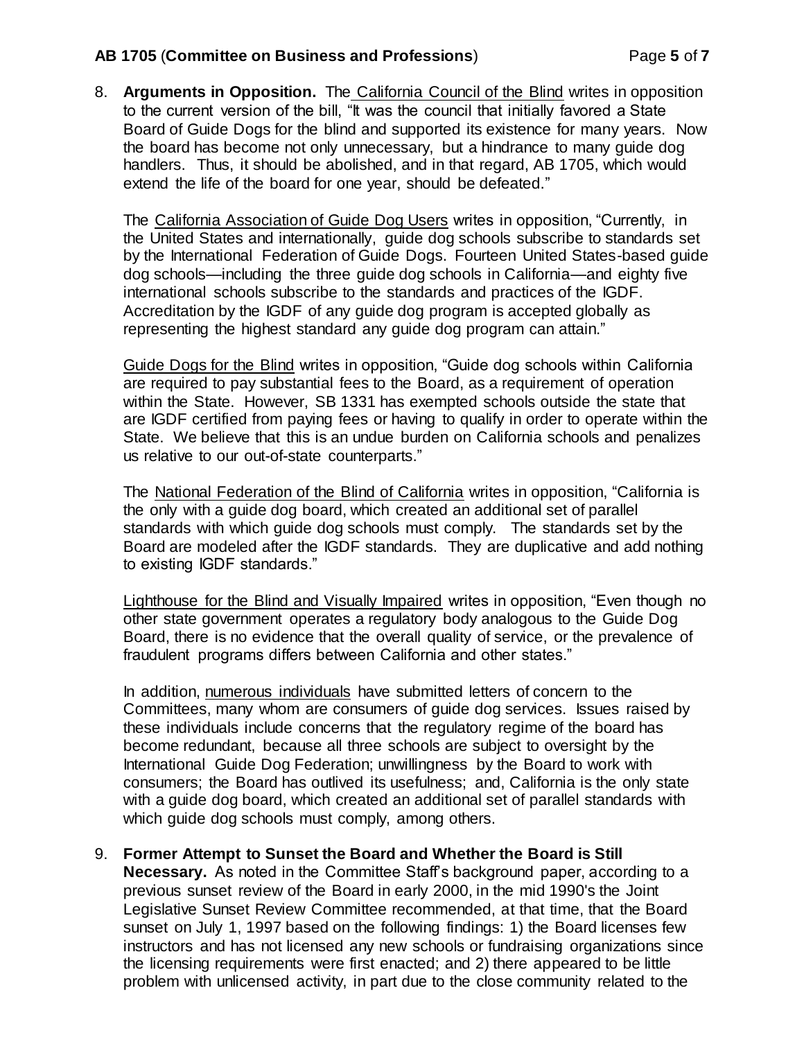8. **Arguments in Opposition.** The California Council of the Blind writes in opposition to the current version of the bill, "It was the council that initially favored a State Board of Guide Dogs for the blind and supported its existence for many years. Now the board has become not only unnecessary, but a hindrance to many guide dog handlers. Thus, it should be abolished, and in that regard, AB 1705, which would extend the life of the board for one year, should be defeated."

   The California Association of Guide Dog Users writes in opposition, "Currently, in the United States and internationally, guide dog schools subscribe to standards set by the International Federation of Guide Dogs. Fourteen United States-based guide dog schools—including the three guide dog schools in California—and eighty five international schools subscribe to the standards and practices of the IGDF. Accreditation by the IGDF of any guide dog program is accepted globally as representing the highest standard any guide dog program can attain."

   Guide Dogs for the Blind writes in opposition, "Guide dog schools within California are required to pay substantial fees to the Board, as a requirement of operation within the State. However, SB 1331 has exempted schools outside the state that are IGDF certified from paying fees or having to qualify in order to operate within the State. We believe that this is an undue burden on California schools and penalizes us relative to our out-of-state counterparts."

   The National Federation of the Blind of California writes in opposition, "California is the only with a guide dog board, which created an additional set of parallel standards with which guide dog schools must comply. The standards set by the Board are modeled after the IGDF standards. They are duplicative and add nothing to existing IGDF standards."

   Lighthouse for the Blind and Visually Impaired writes in opposition, "Even though no other state government operates a regulatory body analogous to the Guide Dog Board, there is no evidence that the overall quality of service, or the prevalence of fraudulent programs differs between California and other states."

   In addition, numerous individuals have submitted letters of concern to the Committees, many whom are consumers of guide dog services. Issues raised by these individuals include concerns that the regulatory regime of the board has become redundant, because all three schools are subject to oversight by the International Guide Dog Federation; unwillingness by the Board to work with consumers; the Board has outlived its usefulness; and, California is the only state with a guide dog board, which created an additional set of parallel standards with which guide dog schools must comply, among others.

9. **Former Attempt to Sunset the Board and Whether the Board is Still Necessary.** As noted in the Committee Staff's background paper, according to a previous sunset review of the Board in early 2000, in the mid 1990's the Joint Legislative Sunset Review Committee recommended, at that time, that the Board sunset on July 1, 1997 based on the following findings: 1) the Board licenses few instructors and has not licensed any new schools or fundraising organizations since the licensing requirements were first enacted; and 2) there appeared to be little problem with unlicensed activity, in part due to the close community related to the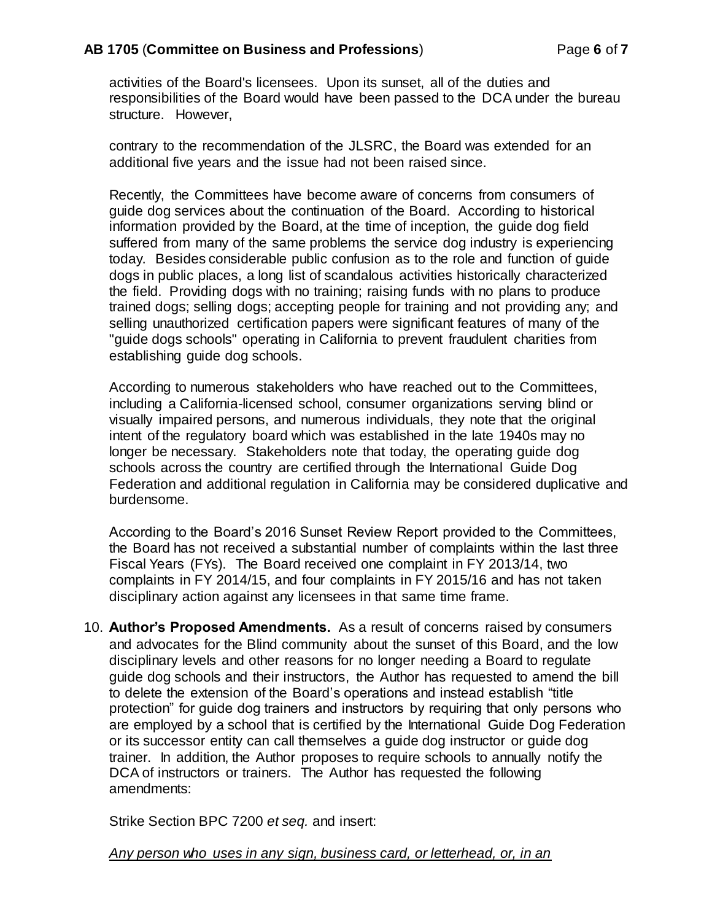activities of the Board's licensees. Upon its sunset, all of the duties and responsibilities of the Board would have been passed to the DCA under the bureau structure. However,

contrary to the recommendation of the JLSRC, the Board was extended for an additional five years and the issue had not been raised since.

Recently, the Committees have become aware of concerns from consumers of guide dog services about the continuation of the Board. According to historical information provided by the Board, at the time of inception, the guide dog field suffered from many of the same problems the service dog industry is experiencing today. Besides considerable public confusion as to the role and function of guide dogs in public places, a long list of scandalous activities historically characterized the field. Providing dogs with no training; raising funds with no plans to produce trained dogs; selling dogs; accepting people for training and not providing any; and selling unauthorized certification papers were significant features of many of the "guide dogs schools" operating in California to prevent fraudulent charities from establishing guide dog schools.

According to numerous stakeholders who have reached out to the Committees, including a California-licensed school, consumer organizations serving blind or visually impaired persons, and numerous individuals, they note that the original intent of the regulatory board which was established in the late 1940s may no longer be necessary. Stakeholders note that today, the operating guide dog schools across the country are certified through the International Guide Dog Federation and additional regulation in California may be considered duplicative and burdensome.

According to the Board's 2016 Sunset Review Report provided to the Committees, the Board has not received a substantial number of complaints within the last three Fiscal Years (FYs). The Board received one complaint in FY 2013/14, two complaints in FY 2014/15, and four complaints in FY 2015/16 and has not taken disciplinary action against any licensees in that same time frame.

10. **Author's Proposed Amendments.** As a result of concerns raised by consumers and advocates for the Blind community about the sunset of this Board, and the low disciplinary levels and other reasons for no longer needing a Board to regulate guide dog schools and their instructors, the Author has requested to amend the bill to delete the extension of the Board's operations and instead establish "title protection" for guide dog trainers and instructors by requiring that only persons who are employed by a school that is certified by the International Guide Dog Federation or its successor entity can call themselves a guide dog instructor or guide dog trainer. In addition, the Author proposes to require schools to annually notify the DCA of instructors or trainers. The Author has requested the following amendments:

    Strike Section BPC 7200 *et seq.* and insert:

    *<u>Any person who uses in any sign, business card, or letterhead, or, in an</u>*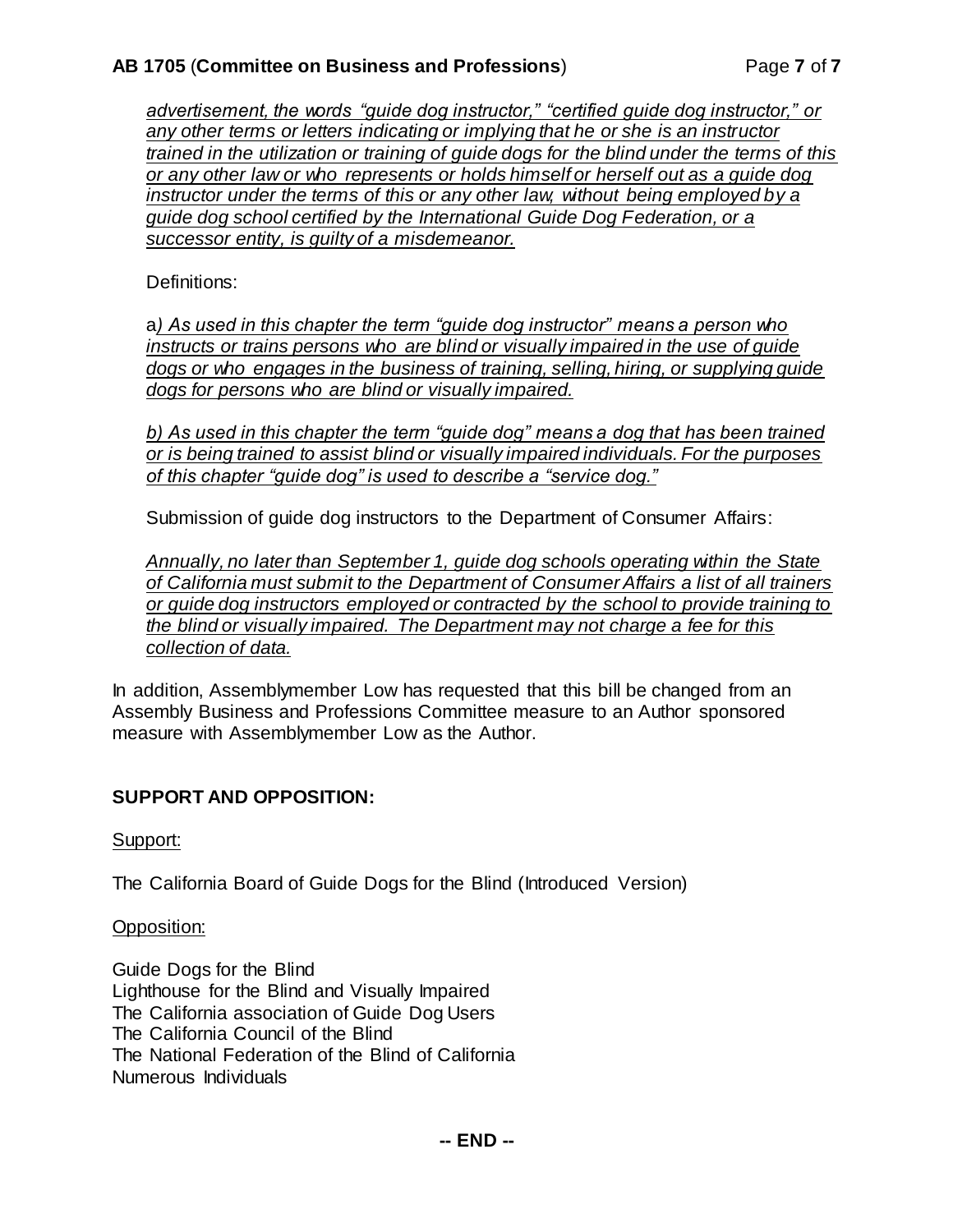*advertisement, the words "guide dog instructor," "certified guide dog instructor," or any other terms or letters indicating or implying that he or she is an instructor trained in the utilization or training of guide dogs for the blind under the terms of this or any other law or who represents or holds himself or herself out as a guide dog instructor under the terms of this or any other law, without being employed by a guide dog school certified by the International Guide Dog Federation, or a successor entity, is guilty of a misdemeanor.*

Definitions:

a*) As used in this chapter the term "guide dog instructor" means a person who instructs or trains persons who are blind or visually impaired in the use of guide dogs or who engages in the business of training, selling, hiring, or supplying guide dogs for persons who are blind or visually impaired.*

*b) As used in this chapter the term "guide dog" means a dog that has been trained or is being trained to assist blind or visually impaired individuals. For the purposes of this chapter "guide dog" is used to describe a "service dog."*

Submission of guide dog instructors to the Department of Consumer Affairs:

*Annually, no later than September 1, guide dog schools operating within the State of California must submit to the Department of Consumer Affairs a list of all trainers or guide dog instructors employed or contracted by the school to provide training to the blind or visually impaired. The Department may not charge a fee for this collection of data.*

In addition, Assemblymember Low has requested that this bill be changed from an Assembly Business and Professions Committee measure to an Author sponsored measure with Assemblymember Low as the Author.

## SUPPORT AND OPPOSITION:

Support:

The California Board of Guide Dogs for the Blind (Introduced Version)

Opposition:

Guide Dogs for the Blind
Lighthouse for the Blind and Visually Impaired
The California association of Guide Dog Users
The California Council of the Blind
The National Federation of the Blind of California
Numerous Individuals

**-- END --**